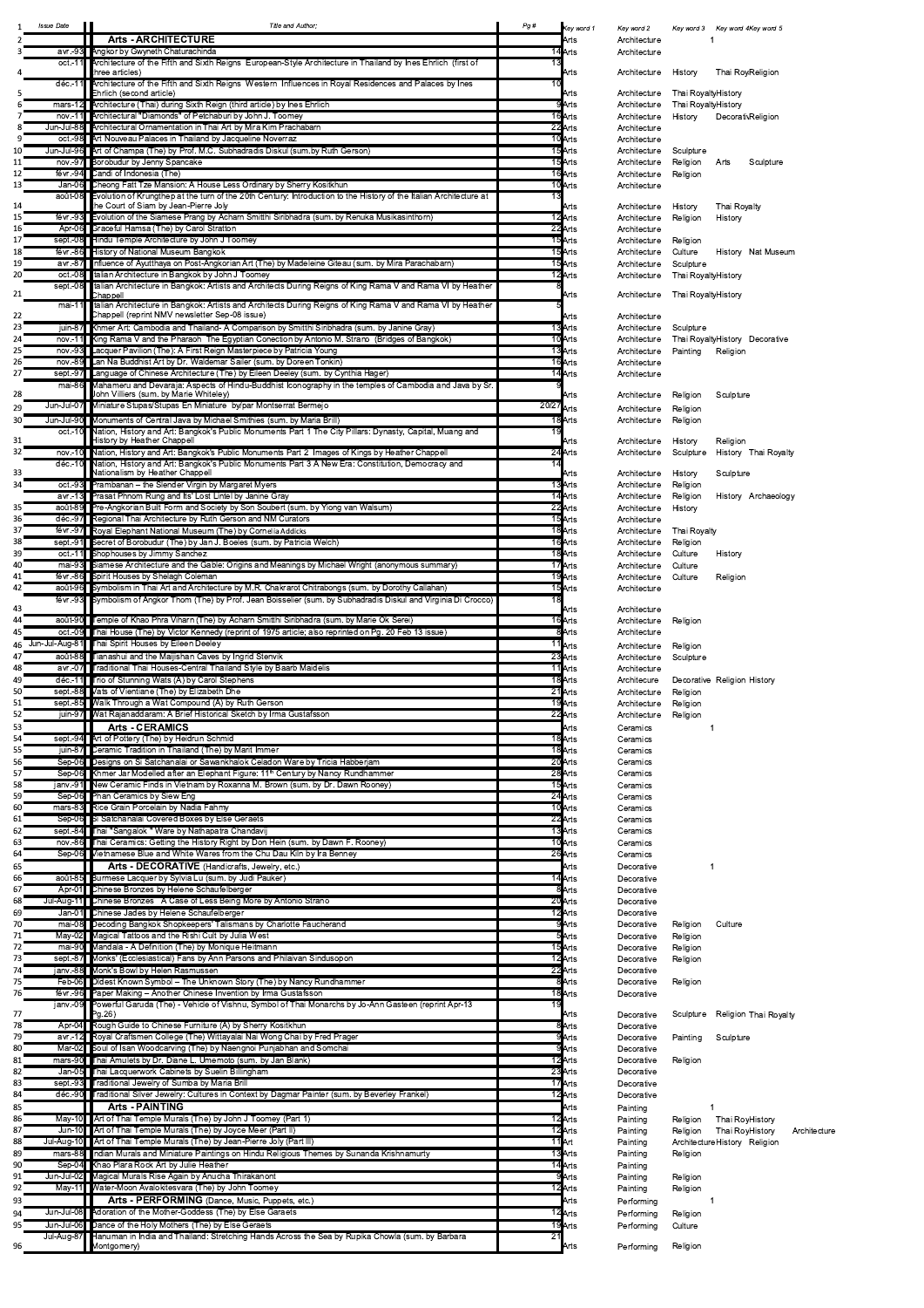| | Issue Date | Title and Author; | Pg # | Key word 1 | Key word 2 | Key word 3 | Key word 4 | Key word 5 |
|---|---|---|---|---|---|---|---|---|
| 1 | Issue Date | Title and Author; | Pg # | Key word 1 | Key word 2 | Key word 3 | Key word 4 | Key word 5 |
| 2 | | **Arts - ARCHITECTURE** | | Arts | Architecture | 1 | | |
| 3 | avr.-93 | Angkor by Gwyneth Chaturachinda | 14 | Arts | Architecture | | | |
| 4 | oct.-11 | Architecture of the Fifth and Sixth Reigns European-Style Architecture in Thailand by Ines Ehrlich (first of three articles) | 13 | Arts | Architecture | History | Thai Roy | Religion |
| 5 | déc.-11 | Architecture of the Fifth and Sixth Reigns Western Influences in Royal Residences and Palaces by Ines Ehrlich (second article) | 10 | Arts | Architecture | Thai Royalty | History | |
| 6 | mars-12 | Architecture (Thai) during Sixth Reign (third article) by Ines Ehrlich | 9 | Arts | Architecture | Thai Royalty | History | |
| 7 | nov.-11 | Architectural "Diamonds" of Petchaburi by John J. Toomey | 16 | Arts | Architecture | History | Decorativ | Religion |
| 8 | Jun-Jul-88 | Architectural Ornamentation in Thai Art by Mira Kim Prachabarn | 22 | Arts | Architecture | | | |
| 9 | oct.-98 | Art Nouveau Palaces in Thailand by Jacqueline Noverraz | 10 | Arts | Architecture | | | |
| 10 | Jun-Jul-96 | Art of Champa (The) by Prof. M.C. Subhadradis Diskul (sum.by Ruth Gerson) | 15 | Arts | Architecture | Sculpture | | |
| 11 | nov.-97 | Borobudur by Jenny Spancake | 15 | Arts | Architecture | Religion | Arts | Sculpture |
| 12 | févr.-94 | Candi of Indonesia (The) | 16 | Arts | Architecture | Religion | | |
| 13 | Jan-06 | Cheong Fatt Tze Mansion: A House Less Ordinary by Sherry Kositkhun | 10 | Arts | Architecture | | | |
| 14 | août-08 | Evolution of Krungthep at the turn of the 20th Century: Introduction to the History of the Italian Architecture at the Court of Siam by Jean-Pierre Joly | 13 | Arts | Architecture | History | Thai Royalty | |
| 15 | févr.-93 | Evolution of the Siamese Prang by Acharn Smitthi Siribhadra (sum. by Renuka Musikasinthorn) | 12 | Arts | Architecture | Religion | History | |
| 16 | Apr-06 | Graceful Hamsa (The) by Carol Stratton | 22 | Arts | Architecture | | | |
| 17 | sept.-08 | Hindu Temple Architecture by John J Toomey | 15 | Arts | Architecture | Religion | | |
| 18 | févr.-86 | History of National Museum Bangkok | 15 | Arts | Architecture | Culture | History | Nat Museum |
| 19 | avr.-87 | Influence of Ayutthaya on Post-Angkorian Art (The) by Madeleine Giteau (sum. by Mira Parachabarn) | 15 | Arts | Architecture | Sculpture | | |
| 20 | oct.-08 | Italian Architecture in Bangkok by John J Toomey | 12 | Arts | Architecture | Thai Royalty | History | |
| 21 | sept.-08 | Italian Architecture in Bangkok: Artists and Architects During Reigns of King Rama V and Rama VI by Heather Chappell | 8 | Arts | Architecture | Thai Royalty | History | |
| 22 | mai-11 | Italian Architecture in Bangkok: Artists and Architects During Reigns of King Rama V and Rama VI by Heather Chappell (reprint NMV newsletter Sep-08 issue) | 5 | Arts | Architecture | | | |
| 23 | juin-87 | Khmer Art: Cambodia and Thailand- A Comparison by Smitthi Siribhadra (sum. by Janine Gray) | 13 | Arts | Architecture | Sculpture | | |
| 24 | nov.-11 | King Rama V and the Pharaoh The Egyptian Conection by Antonio M. Strano (Bridges of Bangkok) | 10 | Arts | Architecture | Thai Royalty | History | Decorative |
| 25 | nov.-93 | Lacquer Pavilion (The): A First Reign Masterpiece by Patricia Young | 13 | Arts | Architecture | Painting | Religion | |
| 26 | nov.-89 | Lan Na Buddhist Art by Dr. Waldemar Sailer (sum. by Doreen Tonkin) | 16 | Arts | Architecture | | | |
| 27 | sept.-97 | Language of Chinese Architecture (The) by Eileen Deeley (sum. by Cynthia Hager) | 14 | Arts | Architecture | | | |
| 28 | mai-86 | Mahameru and Devaraja: Aspects of Hindu-Buddhist Iconography in the temples of Cambodia and Java by Sr. John Villiers (sum. by Marie Whiteley) | 9 | Arts | Architecture | Religion | Sculpture | |
| 29 | Jun-Jul-07 | Miniature Stupas/Stupas En Miniature by/par Montserrat Bermejo | 20/27 | Arts | Architecture | Religion | | |
| 30 | Jun-Jul-90 | Monuments of Central Java by Michael Smithies (sum. by Maria Brill) | 18 | Arts | Architecture | Religion | | |
| 31 | oct.-10 | Nation, History and Art: Bangkok's Public Monuments Part 1 The City Pillars: Dynasty, Capital, Muang and History by Heather Chappell | 19 | Arts | Architecture | History | Religion | |
| 32 | nov.-10 | Nation, History and Art: Bangkok's Public Monuments Part 2 Images of Kings by Heather Chappell | 24 | Arts | Architecture | Sculpture | History | Thai Royalty |
| 33 | déc.-10 | Nation, History and Art: Bangkok's Public Monuments Part 3 A New Era: Constitution, Democracy and Nationalism by Heather Chappell | 14 | Arts | Architecture | History | Sculpture | |
| 34 | oct.-93 | Prambanan – the Slender Virgin by Margaret Myers | 13 | Arts | Architecture | Religion | | |
| 35 | avr.-13 | Prasat Phnom Rung and Its' Lost Lintel by Janine Gray | 14 | Arts | Architecture | Religion | History | Archaeology |
| 36 | août-89 | Pre-Angkorian Built Form and Society by Son Soubert (sum. by Yiong van Walsum) | 22 | Arts | Architecture | History | | |
| 37 | déc.-97 | Regional Thai Architecture by Ruth Gerson and NM Curators | 15 | Arts | Architecture | | | |
| 38 | févr.-97 | Royal Elephant National Museum (The) by Cornelia Addicks | 18 | Arts | Architecture | Thai Royalty | | |
| 39 | sept.-91 | Secret of Borobudur (The) by Jan J. Boeles (sum. by Patricia Welch) | 16 | Arts | Architecture | Religion | | |
| 40 | oct.-11 | Shophouses by Jimmy Sanchez | 18 | Arts | Architecture | Culture | History | |
| 41 | mai-93 | Siamese Architecture and the Gable: Origins and Meanings by Michael Wright (anonymous summary) | 17 | Arts | Architecture | Culture | | |
| 42 | févr.-86 | Spirit Houses by Shelagh Coleman | 19 | Arts | Architecture | Culture | Religion | |
| 43 | août-96 | Symbolism in Thai Art and Architecture by M.R. Chakrarot Chitrabongs (sum. by Dorothy Callahan) | 15 | Arts | Architecture | | | |
| 44 | févr.-93 | Symbolism of Angkor Thom (The) by Prof. Jean Boisselier (sum. by Subhadradis Diskul and Virginia Di Crocco) | 18 | Arts | Architecture | | | |
| 45 | août-90 | Temple of Khao Phra Viharn (The) by Acharn Smitthi Siribhadra (sum. by Marie Ok Serei) | 16 | Arts | Architecture | Religion | | |
| 46 | oct.-09 | Thai House (The) by Victor Kennedy (reprint of 1975 article; also reprinted on Pg. 20 Feb 13 issue) | 8 | Arts | Architecture | | | |
| 47 | Jun-Jul-Aug-81 | Thai Spirit Houses by Eileen Deeley | 11 | Arts | Architecture | Religion | | |
| 48 | août-88 | Tianashui and the Maijishan Caves by Ingrid Stenvik | 23 | Arts | Architecture | Sculpture | | |
| 49 | avr.-07 | Traditional Thai Houses-Central Thailand Style by Baarb Maidelis | 11 | Arts | Architecture | | | |
| 50 | déc.-11 | Trio of Stunning Wats (A) by Carol Stephens | 18 | Arts | Architecure | Decorative | Religion | History |
| 51 | sept.-88 | Wats of Vientiane (The) by Elizabeth Dhe | 21 | Arts | Architecture | Religion | | |
| 52 | sept.-85 | Walk Through a Wat Compound (A) by Ruth Gerson | 19 | Arts | Architecture | Religion | | |
| 53 | juin-97 | Wat Rajanaddaram: A Brief Historical Sketch by Irma Gustafsson | 22 | Arts | Architecture | Religion | | |
| 54 | | **Arts - CERAMICS** | | Arts | Ceramics | 1 | | |
| 55 | sept.-94 | Art of Pottery (The) by Heidrun Schmid | 18 | Arts | Ceramics | | | |
| 56 | juin-87 | Ceramic Tradition in Thailand (The) by Marit Immer | 18 | Arts | Ceramics | | | |
| 57 | Sep-06 | Designs on Si Satchanalai or Sawankhalok Celadon Ware by Tricia Habberjam | 20 | Arts | Ceramics | | | |
| 58 | Sep-06 | Khmer Jar Modelled after an Elephant Figure: 11th Century by Nancy Rundhammer | 28 | Arts | Ceramics | | | |
| 59 | janv.-91 | New Ceramic Finds in Vietnam by Roxanna M. Brown (sum. by Dr. Dawn Rooney) | 15 | Arts | Ceramics | | | |
| 60 | Sep-06 | Phan Ceramics by Siew Eng | 24 | Arts | Ceramics | | | |
| 61 | mars-83 | Rice Grain Porcelain by Nadia Fahmy | 10 | Arts | Ceramics | | | |
| 62 | Sep-06 | Si Satchanalai Covered Boxes by Else Geraets | 22 | Arts | Ceramics | | | |
| 63 | sept.-84 | Thai "Sangalok " Ware by Nathapatra Chandavij | 13 | Arts | Ceramics | | | |
| 64 | nov.-86 | Thai Ceramics: Getting the History Right by Don Hein (sum. by Dawn F. Rooney) | 10 | Arts | Ceramics | | | |
| 65 | Sep-06 | Vietnamese Blue and White Wares from the Chu Dau Kiln by Ira Benney | 26 | Arts | Ceramics | | | |
| 66 | | **Arts - DECORATIVE** (Handicrafts, Jewelry, etc.) | | Arts | Decorative | 1 | | |
| 67 | août-85 | Burmese Lacquer by Sylvia Lu (sum. by Judi Pauker) | 14 | Arts | Decorative | | | |
| 68 | Apr-01 | Chinese Bronzes by Helene Schaufelberger | 8 | Arts | Decorative | | | |
| 69 | Jul-Aug-11 | Chinese Bronzes A Case of Less Being More by Antonio Strano | 20 | Arts | Decorative | | | |
| 70 | Jan-01 | Chinese Jades by Helene Schaufelberger | 12 | Arts | Decorative | | | |
| 71 | mai-08 | Decoding Bangkok Shopkeepers' Talismans by Charlotte Faucherand | 9 | Arts | Decorative | Religion | Culture | |
| 72 | May-02 | Magical Tattoos and the Rishi Cult by Julia West | 5 | Arts | Decorative | Religion | | |
| 73 | mai-90 | Mandala - A Definition (The) by Monique Heitmann | 15 | Arts | Decorative | Religion | | |
| 74 | sept.-87 | Monks' (Ecclesiastical) Fans by Ann Parsons and Philaivan Sindusopon | 12 | Arts | Decorative | Religion | | |
| 75 | janv.-88 | Monk's Bowl by Helen Rasmussen | 22 | Arts | Decorative | | | |
| 76 | Feb-06 | Oldest Known Symbol – The Unknown Story (The) by Nancy Rundhammer | 8 | Arts | Decorative | Religion | | |
| 77 | févr.-96 | Paper Making – Another Chinese Invention by Irma Gustafsson | 18 | Arts | Decorative | | | |
| 78 | janv.-09 | Powerful Garuda (The) - Vehicle of Vishnu, Symbol of Thai Monarchs by Jo-Ann Gasteen (reprint Apr-13 Pg.26) | 19 | Arts | Decorative | Sculpture | Religion | Thai Royalty |
| 79 | Apr-04 | Rough Guide to Chinese Furniture (A) by Sherry Kositkhun | 8 | Arts | Decorative | | | |
| 80 | avr.-12 | Royal Craftsmen College (The) Wittayalai Nai Wong Chai by Fred Prager | 5 | Arts | Decorative | Painting | Sculpture | |
| 81 | Mar-02 | Soul of Isan Woodcarving by Naengnoi Punjabhan and Somchai | 9 | Arts | Decorative | | | |
| 82 | mars-90 | Thai Amulets by Dr. Diane L. Umemoto (sum. by Jan Blank) | 12 | Arts | Decorative | Religion | | |
| 83 | Jan-05 | Thai Lacquerwork Cabinets by Suelin Billingham | 23 | Arts | Decorative | | | |
| 84 | sept.-93 | Traditional Jewelry of Sumba by Maria Brill | 17 | Arts | Decorative | | | |
| 85 | déc.-90 | Traditional Silver Jewelry: Cultures in Context by Dagmar Painter (sum. by Beverley Frankel) | 12 | Arts | Decorative | | | |
| 86 | | **Arts - PAINTING** | | Arts | Painting | 1 | | |
| 87 | May-10 | Art of Thai Temple Murals (The) by John J Toomey (Part 1) | 12 | Arts | Painting | Religion | Thai Roy | History |
| 88 | Jun-10 | Art of Thai Temple Murals (The) by Joyce Meer (Part II) | 12 | Arts | Painting | Religion | Thai Roy | History | Architecture |
| 89 | Jul-Aug-10 | Art of Thai Temple Murals (The) by Jean-Pierre Joly (Part III) | 11 | Art | Painting | Architecture | History | Religion |
| 90 | mars-88 | Indian Murals and Miniature Paintings on Hindu Religious Themes by Sunanda Krishnamurty | 13 | Arts | Painting | Religion | | |
| 91 | Sep-04 | Khao Plara Rock Art by Julie Heather | 14 | Arts | Painting | | | |
| 92 | Jun-Jul-02 | Magical Murals Rise Again by Anucha Thirakanont | 9 | Arts | Painting | Religion | | |
| 93 | May-11 | Water-Moon Avalokitesvara (The) by John Toomey | 12 | Arts | Painting | Religion | | |
| 94 | | **Arts - PERFORMING** (Dance, Music, Puppets, etc.) | | Arts | Performing | 1 | | |
| 95 | Jun-Jul-08 | Adoration of the Mother-Goddess (The) by Else Geraets | 12 | Arts | Performing | Religion | | |
| 96 | Jun-Jul-06 | Dance of the Holy Mothers (The) by Else Geraets | 19 | Arts | Performing | Culture | | |
| 97 | Jul-Aug-87 | Hanuman in India and Thailand: Stretching Hands Across the Sea by Rupika Chowla (sum. by Barbara Montgomery) | 21 | Arts | Performing | Religion | | |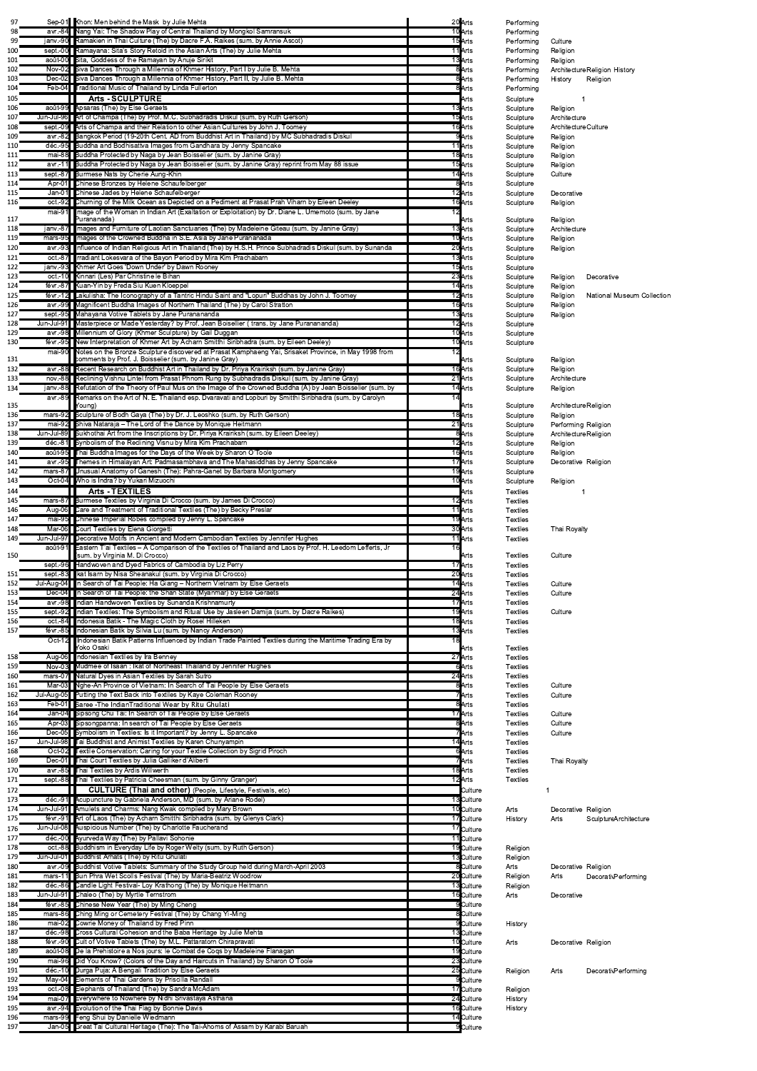| # | Date | Title | Pages | Category | Sub 1 | Sub 2 | Sub 3 | Sub 4 |
|---|---|---|---|---|---|---|---|---|
| 97 | Sep-01 | Khon: Men behind the Mask by Julie Mehta | 20 | Arts | Performing | | | |
| 98 | avr.-84 | Nang Yai: The Shadow Play of Central Thailand by Mongkol Samransuk | 10 | Arts | Performing | | | |
| 99 | janv.-90 | Ramakien in Thai Culture (The) by Dacre F.A. Raikes (sum. by Annie Ascot) | 15 | Arts | Performing | Culture | | |
| 100 | sept.-00 | Ramayana: Sita's Story Retold in the Asian Arts (The) by Julie Mehta | 11 | Arts | Performing | Religion | | |
| 101 | août-00 | Sita, Goddess of the Ramayan by Anuje Sirikit | 13 | Arts | Performing | Religion | | |
| 102 | Nov-02 | Siva Dances Through a Millennia of Khmer History, Part I by Julie B. Mehta | 8 | Arts | Performing | Architecture | Religion | History |
| 103 | Dec-02 | Siva Dances Through a Millennia of Khmer History, Part II, by Julie B. Mehta | 8 | Arts | Performing | History | Religion | |
| 104 | Feb-04 | Traditional Music of Thailand by Linda Fullerton | 8 | Arts | Performing | | | |
| 105 | | **Arts - SCULPTURE** | | Arts | Sculpture | 1 | | |
| 106 | août-99 | Apsaras (The) by Else Geraets | 13 | Arts | Sculpture | Religion | | |
| 107 | Jun-Jul-96 | Art of Champa (The) by Prof. M.C. Subhadradis Diskul (sum. by Ruth Gerson) | 15 | Arts | Sculpture | Architecture | | |
| 108 | sept.-09 | Arts of Champa and their Relation to other Asian Cultures by John J. Toomey | 16 | Arts | Sculpture | Architecture | Culture | |
| 109 | avr.-82 | Bangkok Period (19-20th Cent. AD from Buddhist Art in Thailand) by MC Subhadradis Diskul | 9 | Arts | Sculpture | Religion | | |
| 110 | déc.-95 | Buddha and Bodhisattva Images from Gandhara by Jenny Spancake | 11 | Arts | Sculpture | Religion | | |
| 111 | mai-88 | Buddha Protected by Naga by Jean Boisselier (sum. by Janine Gray) | 18 | Arts | Sculpture | Religion | | |
| 112 | avr.-11 | Buddha Protected by Naga by Jean Boisselier (sum. by Janine Gray) reprint from May 88 issue | 15 | Arts | Sculpture | Religion | | |
| 113 | sept.-87 | Burmese Nats by Cherie Aung-Khin | 14 | Arts | Sculpture | Culture | | |
| 114 | Apr-01 | Chinese Bronzes by Helene Schaufelberger | 8 | Arts | Sculpture | | | |
| 115 | Jan-01 | Chinese Jades by Helene Schaufelberger | 12 | Arts | Sculpture | Decorative | | |
| 116 | oct.-92 | Churning of the Milk Ocean as Depicted on a Pediment at Prasat Prah Viharn by Eileen Deeley | 16 | Arts | Sculpture | Religion | | |
| 117 | mai-91 | Image of the Woman in Indian Art (Exaltation or Exploitation) by Dr. Diane L. Umemoto (sum. by Jane Puranananda) | 12 | Arts | Sculpture | Religion | | |
| 118 | janv.-87 | Images and Furniture of Laotian Sanctuaries (The) by Madeleine Giteau (sum. by Janine Gray) | 13 | Arts | Sculpture | Architecture | | |
| 119 | mars-95 | Images of the Crowned Buddha in S.E. Asia by Jane Puranananda | 10 | Arts | Sculpture | Religion | | |
| 120 | avr.-93 | Influence of Indian Religious Art in Thailand (The) by H.S.H. Prince Subhadradis Diskul (sum. by Sunanda | 20 | Arts | Sculpture | Religion | | |
| 121 | oct.-87 | Irradiant Lokesvara of the Bayon Period by Mira Kim Prachabarn | 13 | Arts | Sculpture | | | |
| 122 | janv.-93 | Khmer Art Goes 'Down Under' by Dawn Rooney | 15 | Arts | Sculpture | | | |
| 123 | oct.-10 | Kinnari (Les) Par Christine le Bihan | 23 | Arts | Sculpture | Religion | Decorative | |
| 124 | févr.-87 | Kuan-Yin by Freda Siu Kuen Kloeppel | 14 | Arts | Sculpture | Religion | | |
| 125 | févr.-12 | Lakulisha: The Iconography of a Tantric Hindu Saint and "Lopuri" Buddhas by John J. Toomey | 12 | Arts | Sculpture | Religion | National Museum Collection | |
| 126 | avr.-99 | Magnificent Buddha Images of Northern Thailand (The) by Carol Stratton | 16 | Arts | Sculpture | Religion | | |
| 127 | sept.-95 | Mahayana Votive Tablets by Jane Puranananda | 13 | Arts | Sculpture | Religion | | |
| 128 | Jun-Jul-91 | Masterpiece or Made Yesterday? by Prof. Jean Boisselier ( trans. by Jane Puranananda) | 12 | Arts | Sculpture | | | |
| 129 | avr.-98 | Millennium of Glory (Khmer Sculpture) by Gail Duggan | 10 | Arts | Sculpture | | | |
| 130 | févr.-95 | New Interpretation of Khmer Art by Acharn Smitthi Siribhadra (sum. by Eileen Deeley) | 10 | Arts | Sculpture | | | |
| 131 | mai-90 | Notes on the Bronze Sculpture discovered at Prasat Kamphaeng Yai, Srisaket Province, in May 1998 from comments by Prof. J. Boisselier (sum. by Janine Gray) | 12 | Arts | Sculpture | Religion | | |
| 132 | avr.-88 | Recent Research on Buddhist Art in Thailand by Dr. Piriya Krairiksh (sum. by Janine Gray) | 16 | Arts | Sculpture | Religion | | |
| 133 | nov.-88 | Reclining Vishnu Lintel from Prasat Phnom Rung by Subhadradis Diskul (sum. by Janine Gray) | 21 | Arts | Sculpture | Architecture | | |
| 134 | janv.-88 | Refutation of the Theory of Paul Mus on the Image of the Crowned Buddha (A) by Jean Boisselier (sum. by | 14 | Arts | Sculpture | Religion | | |
| 135 | avr.-89 | Remarks on the Art of N. E. Thailand esp. Dvaravati and Lopburi by Smitthi Siribhadra (sum. by Carolyn Young) | 14 | Arts | Sculpture | Architecture | Religion | |
| 136 | mars-92 | Sculpture of Bodh Gaya (The) by Dr. J. Leoshko (sum. by Ruth Gerson) | 18 | Arts | Sculpture | Religion | | |
| 137 | mai-92 | Shiva Nataraja – The Lord of the Dance by Monique Heitmann | 21 | Arts | Sculpture | Performing | Religion | |
| 138 | Jun-Jul-89 | Sukhothai Art from the Inscriptions by Dr. Piriya Krairiksh (sum. by Eileen Deeley) | 8 | Arts | Sculpture | Architecture | Religion | |
| 139 | déc.-81 | Symbolism of the Reclining Visnu by Mira Kim Prachabarn | 12 | Arts | Sculpture | Religion | | |
| 140 | août-95 | Thai Buddha Images for the Days of the Week by Sharon O'Toole | 16 | Arts | Sculpture | Religion | | |
| 141 | avr.-95 | Themes in Himalayan Art: Padmasambhava and The Mahasiddhas by Jenny Spancake | 17 | Arts | Sculpture | Decorative | Religion | |
| 142 | mars-87 | Unusual Anatomy of Ganesh (The): Pahra-Ganet by Barbara Montgomery | 19 | Arts | Sculpture | | | |
| 143 | Oct-04 | Who is Indra? by Yukari Mizuochi | 10 | Arts | Sculpture | Religion | | |
| 144 | | **Arts - TEXTILES** | | Arts | Textiles | 1 | | |
| 145 | mars-87 | Burmese Textiles by Virginia Di Crocco (sum. by James Di Crocco) | 12 | Arts | Textiles | | | |
| 146 | Aug-06 | Care and Treatment of Traditional Textiles (The) by Becky Preslar | 11 | Arts | Textiles | | | |
| 147 | mai-95 | Chinese Imperial Robes compiled by Jenny L. Spancake | 19 | Arts | Textiles | | | |
| 148 | Mar-09 | Court Textiles by Elena Giorgetti | 30 | Arts | Textiles | Thai Royalty | | |
| 149 | Jun-Jul-97 | Decorative Motifs in Ancient and Modern Cambodian Textiles by Jennifer Hughes | 11 | Arts | Textiles | | | |
| 150 | août-91 | Eastern T'ai Textiles – A Comparison of the Textiles of Thailand and Laos by Prof. H. Leedom Lefferts, Jr (sum. by Virginia M. Di Crocco) | 16 | Arts | Textiles | Culture | | |
| 151 | sept.-96 | Handwoven and Dyed Fabrics of Cambodia by Liz Perry | 17 | Arts | Textiles | | | |
| 151 | sept.-83 | Ikat Isarn by Nisa Sheanakul (sum. by Virginia Di Crocco) | 20 | Arts | Textiles | | | |
| 152 | Jul-Aug-04 | In Search of Tai People: Ha Giang – Northern Vietnam by Else Geraets | 14 | Arts | Textiles | Culture | | |
| 153 | Dec-04 | In Search of Tai People: the Shan State (Myanmar) by Else Geraets | 24 | Arts | Textiles | Culture | | |
| 154 | avr.-98 | Indian Handwoven Textiles by Sunanda Krishnamurty | 17 | Arts | Textiles | | | |
| 155 | sept.-92 | Indian Textiles: The Symbolism and Ritual Use by Jasleen Damija (sum. by Dacre Raikes) | 19 | Arts | Textiles | Culture | | |
| 156 | oct.-84 | Indonesia Batik - The Magic Cloth by Rosel Hilleken | 18 | Arts | Textiles | | | |
| 157 | févr.-85 | Indonesian Batik by Silvia Lu (sum. by Nancy Anderson) | 13 | Arts | Textiles | | | |
| | Oct-12 | Indonesian Batik Patterns Influenced by Indian Trade Painted Textiles during the Maritime Trading Era by Yoko Osaki | 18 | Arts | Textiles | | | |
| 158 | Aug-06 | Indonesian Textiles by Ira Benney | 27 | Arts | Textiles | | | |
| 159 | Nov-03 | Mudmee of Isaan : Ikat of Northeast Thailand by Jennifer Hughes | 6 | Arts | Textiles | | | |
| 160 | mars-07 | Natural Dyes in Asian Textiles by Sarah Sutro | 24 | Arts | Textiles | | | |
| 161 | Mar-03 | Nghe-An Province of Vietnam: In Search of Tai People by Else Geraets | 8 | Arts | Textiles | Culture | | |
| 162 | Jul-Aug-05 | Putting the Text Back into Textiles by Kaye Coleman Rooney | 7 | Arts | Textiles | Culture | | |
| 163 | Feb-01 | Saree -The IndianTraditional Wear by Ritu Ghulati | 8 | Arts | Textiles | | | |
| 164 | Jan-04 | Sipsong Chu Tai: In Search of Tai People by Else Geraets | 17 | Arts | Textiles | Culture | | |
| 165 | Apr-03 | Sipsongpanna: In search of Tai People by Else Geraets | 8 | Arts | Textiles | Culture | | |
| 166 | Dec-05 | Symbolism in Textiles: Is it Important? by Jenny L. Spancake | 7 | Arts | Textiles | Culture | | |
| 167 | Jun-Jul-98 | Tai Buddhist and Animist Textiles by Karen Chunyampin | 14 | Arts | Textiles | | | |
| 168 | Oct-02 | Textile Conservation: Caring for your Textile Collection by Sigrid Piroch | 6 | Arts | Textiles | | | |
| 169 | Dec-01 | Thai Court Textiles by Julia Galliker d'Alberti | 7 | Arts | Textiles | Thai Royalty | | |
| 170 | avr.-85 | Thai Textiles by Ardis Willwerth | 18 | Arts | Textiles | | | |
| 171 | sept.-88 | Thai Textiles by Patricia Cheesman (sum. by Ginny Granger) | 12 | Arts | Textiles | | | |
| 172 | | **CULTURE (Thai and other)** (People, Lifestyle, Festivals, etc) | | Culture | 1 | | | |
| 173 | déc.-91 | Acupuncture by Gabriela Anderson, MD (sum. by Ariane Rodel) | 13 | Culture | | | | |
| 174 | Jun-Jul-91 | Amulets and Charms: Nang Kwak compiled by Mary Brown | 10 | Culture | Arts | Decorative | Religion | |
| 175 | févr.-91 | Art of Laos (The) by Acharn Smitthi Siribhadra (sum. by Glenys Clark) | 17 | Culture | History | Arts | Sculpture | Architecture |
| 176 | Jun-Jul-08 | Auspicious Number (The) by Charlotte Faucherand | 17 | Culture | | | | |
| 177 | déc.-00 | Ayurveda Way (The) by Pallavi Sohonie | 11 | Culture | | | | |
| 178 | oct.-88 | Buddhism in Everyday Life by Roger Welty (sum. by Ruth Gerson) | 19 | Culture | Religion | | | |
| 179 | Jun-Jul-01 | Buddhist Amats (The) by Ritu Ghulati | 13 | Culture | Religion | | | |
| 180 | avr.-09 | Buddhist Votive Tablets: Summary of the Study Group held during March-April 2003 | 8 | Culture | Arts | Decorative | Religion | |
| 181 | mars-11 | Bun Phra Wet Scolls Festival (The) by Maria-Beatriz Woodrow | 20 | Culture | Religion | Arts | Decorati\Performing | |
| 182 | déc.-86 | Candle Light Festival- Loy Krathong (The) by Monique Heitmann | 13 | Culture | Religion | | | |
| 183 | Jun-Jul-91 | Chaleo (The) by Myrtle Ternstrom | 16 | Culture | Arts | Decorative | | |
| 184 | févr.-85 | Chinese New Year (The) by Ming Cheng | 9 | Culture | | | | |
| 185 | mars-86 | Ching Ming or Cemetery Festival (The) by Chang Yi-Ming | 8 | Culture | | | | |
| 186 | mai-02 | Cowrie Money of Thailand by Fred Pinn | 9 | Culture | History | | | |
| 187 | déc.-98 | Cross Cultural Cohesion and the Baba Heritage by Julie Mehta | 13 | Culture | | | | |
| 188 | févr.-90 | Cult of Votive Tablets (The) by M.L. Pattaratorn Chirapravati | 10 | Culture | Arts | Decorative | Religion | |
| 189 | août-08 | De la Prehistoire a Nos jours: le Combat de Coqs by Madeleine Flanagan | 19 | Culture | | | | |
| 190 | mai-96 | Did You Know? (Colors of the Day and Haircuts in Thailand) by Sharon O'Toole | 23 | Culture | | | | |
| 191 | déc.-10 | Durga Puja: A Bengali Tradition by Else Geraets | 25 | Culture | Religion | Arts | Decorati\Performing | |
| 192 | May-04 | Elements of Thai Gardens by Priscilla Randall | 9 | Culture | | | | |
| 193 | oct.-08 | Elephants of Thailand (The) by Sandra McAdam | 17 | Culture | Religion | | | |
| 194 | mai-07 | Everywhere to Nowhere by Nidhi Srivastaya Asthana | 24 | Culture | History | | | |
| 195 | avr.-94 | Evolution of the Thai Flag by Bonnie Davis | 16 | Culture | History | | | |
| 196 | mars-99 | Feng Shui by Danielle Wiedmann | 14 | Culture | | | | |
| 197 | Jan-05 | Great Tai Cultural Heritage (The): The Tai-Ahoms of Assam by Karabi Baruah | 9 | Culture | | | | |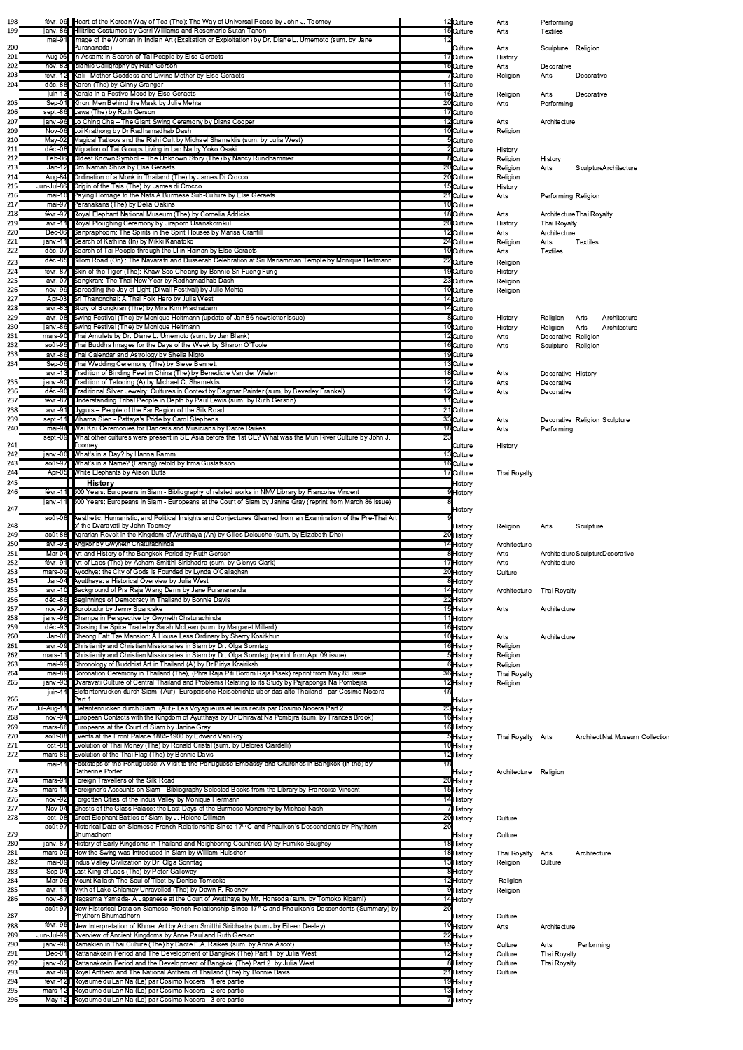| | | | | | | | | |
|---|---|---|---|---|---|---|---|---|
| 198 | févr.-09 | Heart of the Korean Way of Tea (The): The Way of Universal Peace by John J. Toomey | 12 | Culture | Arts | Performing | | |
| 199 | janv.-86 | Hilltribe Costumes by Gerri Williams and Rosemarie Sutan Tanon | 15 | Culture | Arts | Textiles | | |
| 200 | mai-91 | Image of the Woman in Indian Art (Exaltation or Exploitation) by Dr. Diane L. Umemoto (sum. by Jane Puranananda) | 12 | Culture | Arts | Sculpture | Religion | |
| 201 | Aug-06 | In Assam: In Search of Tai People by Else Geraets | 17 | Culture | History | | | |
| 202 | nov.-83 | Islamic Calligraphy by Ruth Gerson | 15 | Culture | Arts | Decorative | | |
| 203 | févr.-12 | Kali - Mother Goddess and Divine Mother by Else Geraets | 7 | Culture | Religion | Arts | Decorative | |
| 204 | déc.-88 | Karen (The) by Ginny Granger | 11 | Culture | | | | |
| | juin-13 | Kerala in a Festive Mood by Else Geraets | 16 | Culture | Religion | Arts | Decorative | |
| 205 | Sep-01 | Khon: Men Behind the Mask by Julie Mehta | 20 | Culture | Arts | Performing | | |
| 206 | sept.-86 | Lawa (The) by Ruth Gerson | 17 | Culture | | | | |
| 207 | janv.-96 | Lo Ching Cha – The Giant Swing Ceremony by Diana Cooper | 12 | Culture | Arts | Architecture | | |
| 209 | Nov-06 | Loi Krathong by Dr Radhamadhab Dash | 10 | Culture | Religion | | | |
| 210 | May-02 | Magical Tattoos and the Rishi Cult by Michael Shamekis (sum. by Julia West) | 5 | Culture | | | | |
| 211 | déc.-08 | Migration of Tai Groups Living in Lan Na by Yoko Osaki | 2 | Culture | History | | | |
| 212 | Feb-06 | Oldest Known Symbol – The Unknown Story (The) by Nancy Rundhammer | 8 | Culture | Religion | History | | |
| 213 | Jan-12 | Om Namah Shiva by Else Geraets | 20 | Culture | Religion | Arts | SculptureArchitecture | |
| 214 | Aug-84 | Ordination of a Monk in Thailand (The) by James Di Crocco | 20 | Culture | Religion | | | |
| 215 | Jun-Jul-86 | Origin of the Tais (The) by James di Crocco | 15 | Culture | History | | | |
| 216 | mai-10 | Paying Homage to the Nats A Burmese Sub-Culture by Else Geraets | 21 | Culture | Arts | Performing | Religion | |
| 217 | mai-97 | Peranakans (The) by Delia Oakins | 10 | Culture | | | | |
| 218 | févr.-97 | Royal Elephant National Museum (The) by Cornelia Addicks | 18 | Culture | Arts | ArchitectureThai Royalty | | |
| 219 | avr.-11 | Royal Ploughing Ceremony by Jiraporn Usanakornkul | 20 | Culture | History | Thai Royalty | | |
| 220 | Dec-06 | Sanpraphoom: The Spirits in the Spirit Houses by Marisa Cranfill | 12 | Culture | Arts | Architecture | | |
| 221 | janv.-11 | Search of Kathina (In) by Mikki Kanatoko | 24 | Culture | Religion | Arts | Textiles | |
| 222 | déc.-07 | Search of Tai People through the Ll in Hainan by Else Geraets | 10 | Culture | Arts | Textiles | | |
| 223 | déc.-85 | Silom Road (On) : The Navaratri and Dusserah Celebration at Sri Mariamman Temple by Monique Heitmann | 22 | Culture | Religion | | | |
| 224 | févr.-87 | Skin of the Tiger (The): Khaw Soo Cheang by Bonnie Sri Fueng Fung | 19 | Culture | History | | | |
| 225 | avr.-07 | Songkran: The Thai New Year by Radhamadhab Dash | 23 | Culture | Religion | | | |
| 226 | nov.-99 | Spreading the Joy of Light (Diwali Festival) by Julie Mehta | 10 | Culture | Religion | | | |
| 227 | Apr-03 | Sri Thanonchai: A Thai Folk Hero by Julia West | 14 | Culture | | | | |
| 228 | avr.-83 | Story of Songkran (The) by Mira Kim Prachabarn | 14 | Culture | | | | |
| 229 | avr.-08 | Swing Festival (The) by Monique Heitmann (update of Jan 86 newsletter issue) | 8 | Culture | History | Religion | Arts | Architecture |
| 230 | janv.-86 | Swing Festival (The) by Monique Heitmann | 10 | Culture | History | Religion | Arts | Architecture |
| 231 | mars-90 | Thai Amulets by Dr. Diane L. Umemoto (sum. by Jan Blank) | 12 | Culture | Arts | Decorative | Religion | |
| 232 | août-95 | Thai Buddha Images for the Days of the Week by Sharon O'Toole | 16 | Culture | Arts | Sculpture | Religion | |
| 233 | avr.-86 | Thai Calendar and Astrology by Sheila Nigro | 19 | Culture | | | | |
| 234 | Sep-06 | Thai Wedding Ceremony (The) by Steve Bennett | 13 | Culture | | | | |
| | avr.-13 | Tradition of Binding Feet in China (The) by Benedicte Van der Wielen | 18 | Culture | Arts | Decorative | History | |
| 235 | janv.-90 | Tradition of Tatooing (A) by Michael C. Shamekis | 12 | Culture | Arts | Decorative | | |
| 236 | déc.-90 | Traditional Silver Jewelry: Cultures in Context by Dagmar Painter (sum. by Beverley Frankel) | 12 | Culture | Arts | Decorative | | |
| 237 | févr.-87 | Understanding Tribal People in Depth by Paul Lewis (sum. by Ruth Gerson) | 11 | Culture | | | | |
| 238 | avr.-91 | Uygurs – People of the Far Region of the Silk Road | 21 | Culture | | | | |
| 239 | sept.-11 | Viharna Sien - Pattaya's Pride by Carol Stephens | 33 | Culture | Arts | Decorative | Religion | Sculpture |
| 240 | mai-94 | Wai Kru Ceremonies for Dancers and Musicians by Dacre Raikes | 18 | Culture | Arts | Performing | | |
| 241 | sept.-09 | What other cultures were present in SE Asia before the 1st CE? What was the Mun River Culture by John J. Toomey | 23 | Culture | History | | | |
| 242 | janv.-00 | What's in a Day? by Hanna Ramm | 13 | Culture | | | | |
| 243 | août-97 | What's in a Name? (Farang) retold by Irma Gustafsson | 16 | Culture | | | | |
| 244 | Apr-05 | White Elephants by Alison Butts | 17 | Culture | Thai Royalty | | | |
| 245 | | **History** | | History | | | | |
| 246 | févr.-11 | 500 Years: Europeans in Siam - Bibliography of related works in NMV Library by Francoise Vincent | 9 | History | | | | |
| 247 | janv.-11 | 500 Years: Europeans in Siam - Europeans at the Court of Siam by Janine Gray (reprint from March 86 issue) | 8 | History | | | | |
| 248 | août-08 | Aesthetic, Humanistic, and Political Insights and Conjectures Gleaned from an Examination of the Pre-Thai Art of the Dvaravati by John Toomey | 9 | History | Religion | Arts | Sculpture | |
| 249 | août-88 | Agrarian Revolt in the Kingdom of Ayutthaya (An) by Gilles Delouche (sum. by Elizabeth Dhe) | 20 | History | | | | |
| 250 | avr.-93 | Angkor by Gwyneth Chaturachinda | 14 | History | Architecture | | | |
| 251 | Mar-04 | Art and History of the Bangkok Period by Ruth Gerson | 8 | History | Arts | ArchitectureSculptureDecorative | | |
| 252 | févr.-91 | Art of Laos (The) by Acharn Smitthi Siribhadra (sum. by Glenys Clark) | 17 | History | Arts | Architecture | | |
| 253 | mars-09 | Ayodhya: the City of Gods is Founded by Lynda O'Callaghan | 20 | History | Culture | | | |
| 254 | Jan-04 | Ayutthaya: a Historical Overview by Julia West | 8 | History | | | | |
| 255 | avr.-10 | Background of Pra Raja Wang Derm by Jane Puranananda | 14 | History | Architecture | Thai Royalty | | |
| 256 | déc.-86 | Beginnings of Democracy in Thailand by Bonnie Davis | 22 | History | | | | |
| 257 | nov.-97 | Borobudur by Jenny Spancake | 15 | History | Arts | Architecture | | |
| 258 | janv.-98 | Champa in Perspective by Gwyneth Chaturachinda | 11 | History | | | | |
| 259 | déc.-93 | Chasing the Spice Trade by Sarah McLean (sum. by Margaret Millard) | 16 | History | | | | |
| 260 | Jan-06 | Cheong Fatt Tze Mansion: A House Less Ordinary by Sherry Kosikhun | 10 | History | Arts | Architecture | | |
| 261 | avr.-09 | Christianity and Christian Missionaries in Siam by Dr. Olga Sonntag | 16 | History | Religion | | | |
| 262 | mars-11 | Christianity and Christian Missionaries in Siam by Dr. Olga Sonntag (reprint from Apr 09 issue) | 5 | History | Religion | | | |
| 263 | mai-99 | Chronology of Buddhist Art in Thailand (A) by Dr Pinya Krairiksh | 6 | History | Religion | | | |
| 264 | mai-89 | Coronation Ceremony in Thailand (The), (Phra Raja Piti Borom Raja Pisek) reprint from May 85 issue | 36 | History | Thai Royalty | | | |
| 265 | janv.-93 | Dvaravati Culture of Central Thailand and Problems Relating to its Study by Pajrapongs Na Pombejra | 12 | History | Religion | | | |
| 266 | juin-11 | Elefantenrucken durch Siam (Auf)- Europaische Reiseberichte uber das alte Thailand par Cosimo Nocera Part 1 | 18 | History | | | | |
| 267 | Jul-Aug-11 | Elefantenrucken durch Siam (Auf)- Les Voyageurs et leurs recits par Cosimo Nocera Part 2 | 23 | History | | | | |
| 268 | nov.-94 | European Contacts with the Kingdom of Ayutthaya by Dr Dhiravat Na Pombejra (sum. by Frances Brook) | 16 | History | | | | |
| 269 | mars-86 | Europeans at the Court of Siam by Janine Gray | 16 | History | | | | |
| 270 | août-08 | Events at the Front Palace 1885-1900 by Edward Van Roy | 5 | History | Thai Royalty | Arts | ArchitectNat Museum Collection | |
| 271 | oct.-88 | Evolution of Thai Money (The) by Ronald Cristal (sum. by Delores Ciardelli) | 10 | History | | | | |
| 272 | mars-89 | Evolution of the Thai Flag (The) by Bonnie Davis | 12 | History | | | | |
| 273 | mai-11 | Footsteps of the Portuguese: A Visit to the Portuguese Embassy and Churches in Bangkok (In the) by Catherine Porter | 18 | History | Architecture | Religion | | |
| 274 | mars-91 | Foreign Travellers of the Silk Road | 20 | History | | | | |
| 275 | mars-11 | Foreigner's Accounts on Siam - Bibliography Selected Books from the Library by Francoise Vincent | 15 | History | | | | |
| 276 | nov.-92 | Forgotten Cities of the Indus Valley by Monique Heitmann | 14 | History | | | | |
| 277 | Nov-04 | Ghosts of the Glass Palace: the Last Days of the Burmese Monarchy by Michael Nash | 7 | History | | | | |
| 278 | oct.-08 | Great Elephant Battles of Siam by J. Helene Dillman | 20 | History | Culture | | | |
| 279 | août-97 | Historical Data on Siamese-French Relationship Since 17th C and Phaulkon's Descendents by Phythorn Bhumadhorn | 20 | History | Culture | | | |
| 280 | janv.-87 | History of Early Kingdoms in Thailand and Neighboring Countries (A) by Fumiko Boughey | 18 | History | | | | |
| 281 | mars-09 | How the Swing was Introduced in Siam by William Hulscher | 18 | History | Thai Royalty | Arts | Architecture | |
| 282 | mai-09 | Indus Valley Civilization by Dr. Olga Sonntag | 13 | History | Religion | Culture | | |
| 283 | Sep-04 | Last King of Laos (The) by Peter Galloway | 8 | History | | | | |
| 284 | Mar-06 | Mount Kailash The Soul of Tibet by Denise Tomecko | 12 | History | Religion | | | |
| 285 | avr.-11 | Myth of Lake Chiamay Unravelled (The) by Dawn F. Rooney | 9 | History | Religion | | | |
| 286 | nov.-87 | Nagasma Yamada- A Japanese at the Court of Ayutthaya by Mr. Honsoda (sum. by Tomoko Kigami) | 14 | History | | | | |
| 287 | août-97 | New Historical Data on Siamese-French Relationship Since 17th C and Phaulkon's Descendents (Summary) by Phythorn Bhumadhorn | 20 | History | Culture | | | |
| 288 | févr.-95 | New Interpretation of Khmer Art by Acharn Smitthi Siribhadra (sum. by Eileen Deeley) | 10 | History | Arts | Architecture | | |
| 289 | Jun-Jul-99 | Overview of Ancient Kingdoms by Anne Paul and Ruth Gerson | 22 | History | | | | |
| 290 | janv.-90 | Ramakien in Thai Culture (The) by Dacre F.A. Raikes (sum. by Annie Ascot) | 15 | History | Culture | Arts | Performing | |
| 291 | Dec-01 | Rattanakosin Period and The Development of Bangkok (The) Part 1 by Julia West | 12 | History | Culture | Thai Royalty | | |
| 292 | janv.-02 | Rattanakosin Period and the Development of Bangkok (The) Part 2 by Julia West | 8 | History | Culture | Thai Royalty | | |
| 293 | avr.-89 | Royal Anthem and The National Anthem of Thailand (The) by Bonnie Davis | 21 | History | Culture | | | |
| 294 | févr.-12 | Royaume du Lan Na (Le) par Cosimo Nocera 1 ere partie | 19 | History | | | | |
| 295 | mars-12 | Royaume du Lan Na (Le) par Cosimo Nocera 2 ere partie | 13 | History | | | | |
| 296 | May-12 | Royaume du Lan Na (Le) par Cosimo Nocera 3 ere partie | 7 | History | | | | |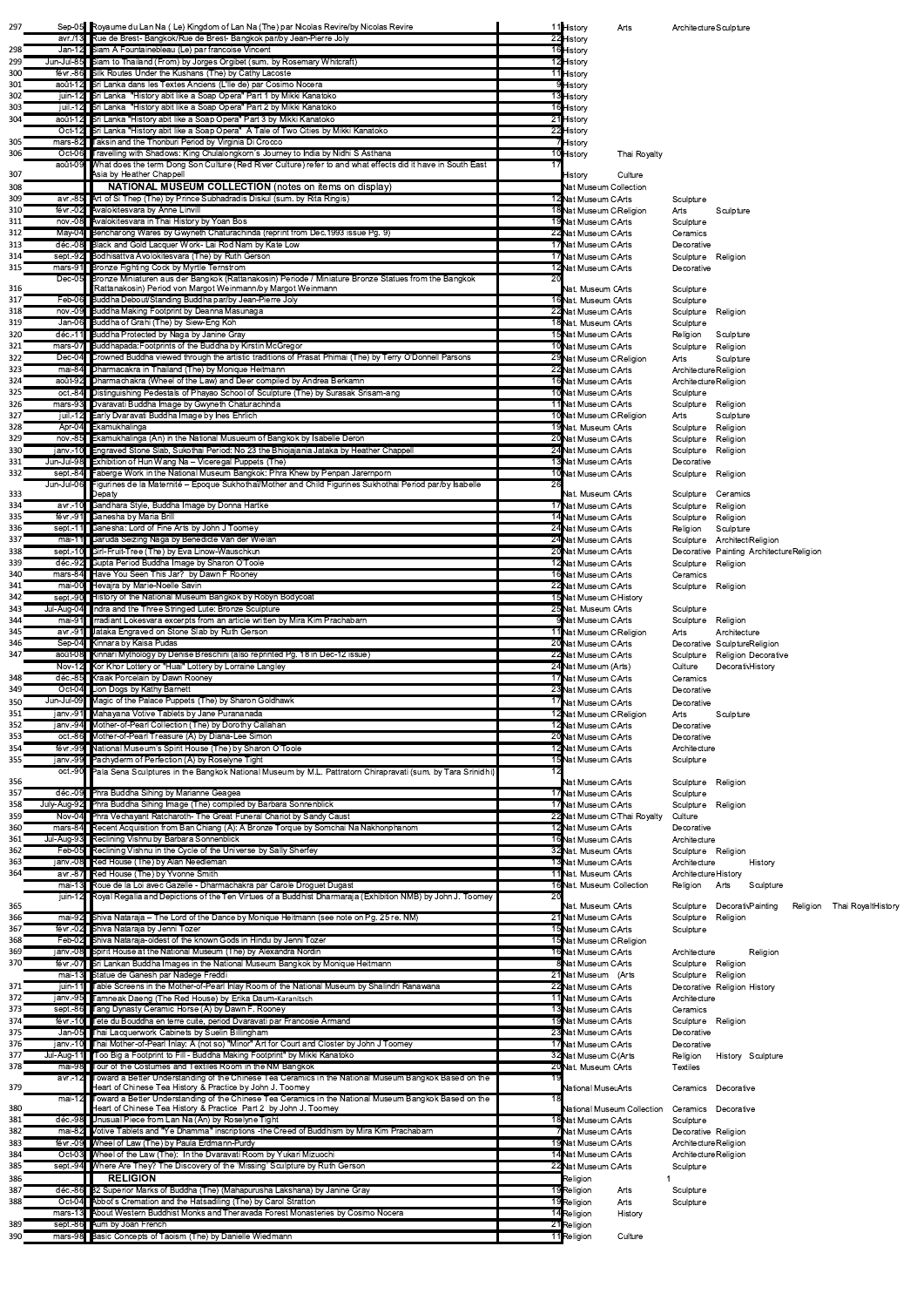| No. | Date | Title | Page | Category 1 | Category 2 | Category 3 | | | |
|---|---|---|---|---|---|---|---|---|---|
| 297 | Sep-05 | Royaume du Lan Na ( Le) Kingdom of Lan Na (The) par Nicolas Revire/by Nicolas Revire | 11 | History | Arts | Architecture | Sculpture | | |
| | avr.-13 | Rue de Brest- Bangkok/Rue de Brest- Bangkok par/by Jean-Pierre Joly | 22 | History | | | | | |
| 298 | Jan-12 | Siam A Fountainebleau (Le) par francoise Vincent | 16 | History | | | | | |
| 299 | Jun-Jul-85 | Siam to Thailand (From) by Jorges Orgibet (sum. by Rosemary Whitcraft) | 12 | History | | | | | |
| 300 | févr.-86 | Silk Routes Under the Kushans (The) by Cathy Lacoste | 11 | History | | | | | |
| 301 | août-12 | Sri Lanka dans les Textes Anciens (L'Ile de) par Cosimo Nocera | 9 | History | | | | | |
| 302 | juin-12 | Sri Lanka "History abit like a Soap Opera" Part 1 by Mikki Kanatoko | 13 | History | | | | | |
| 303 | juil.-12 | Sri Lanka "History abit like a Soap Opera" Part 2 by Mikki Kanatoko | 16 | History | | | | | |
| 304 | août-12 | Sri Lanka "History abit like a Soap Opera" Part 3 by Mikki Kanatoko | 21 | History | | | | | |
| | Oct-12 | Sri Lanka "History abit like a Soap Opera" A Tale of Two Cities by Mikki Kanatoko | 22 | History | | | | | |
| 305 | mars-82 | Taksin and the Thonburi Period by Virginia Di Crocco | 7 | History | | | | | |
| 306 | Oct-06 | Travelling with Shadows: King Chulalongkorn's Journey to India by Nidhi S Asthana | 10 | History | Thai Royalty | | | | |
| 307 | août-09 | What does the term Dong Son Culture (Red River Culture) refer to and what effects did it have in South East Asia by Heather Chappell | 17 | History | Culture | | | | |
| 308 | | **NATIONAL MUSEUM COLLECTION** (notes on items on display) | | Nat Museum Collection | | | | | |
| 309 | avr.-85 | Art of Si Thep (The) by Prince Subhadradis Diskul (sum. by Rita Ringis) | 12 | Nat Museum C | Arts | Sculpture | | | |
| 310 | févr.-02 | Avalokitesvara by Anne Linvill | 18 | Nat Museum C | Religion | Arts | Sculpture | | |
| 311 | nov.-08 | Avalokitesvara in Thai History by Yoan Bos | 19 | Nat Museum C | Arts | Sculpture | | | |
| 312 | May-04 | Bencharong Wares by Gwyneth Chaturachinda (reprint from Dec.1993 issue Pg. 9) | 22 | Nat Museum C | Arts | Ceramics | | | |
| 313 | déc.-08 | Black and Gold Lacquer Work- Lai Rod Nam by Kate Low | 17 | Nat Museum C | Arts | Decorative | | | |
| 314 | sept.-92 | Bodhisattva Avalokitesvara (The) by Ruth Gerson | 17 | Nat Museum C | Arts | Sculpture | Religion | | |
| 315 | mars-91 | Bronze Fighting Cock by Myrtle Ternstrom | 12 | Nat Museum C | Arts | Decorative | | | |
| 316 | Dec-05 | Bronze Miniaturen aus der Bangkok (Rattanakosin) Periode / Miniature Bronze Statues from the Bangkok (Rattanakosin) Period von Margot Weinmann/by Margot Weinmann | 20 | Nat. Museum C | Arts | Sculpture | | | |
| 317 | Feb-06 | Buddha Debout/Standing Buddha par/by Jean-Pierre Joly | 16 | Nat. Museum C | Arts | Sculpture | | | |
| 318 | nov.-09 | Buddha Making Footprint by Deanna Masunaga | 22 | Nat Museum C | Arts | Sculpture | Religion | | |
| 319 | Jan-06 | Buddha of Grahi (The) by Siew-Eng Koh | 18 | Nat. Museum C | Arts | Sculpture | | | |
| 320 | déc.-11 | Buddha Protected by Naga by Janine Gray | 15 | Nat Museum C | Arts | Religion | Sculpture | | |
| 321 | mars-07 | Buddhapada: Footprints of the Buddha by Kirstin McGregor | 10 | Nat Museum C | Arts | Sculpture | Religion | | |
| 322 | Dec-04 | Crowned Buddha viewed through the artistic traditions of Prasat Phimai (The) by Terry O'Donnell Parsons | 29 | Nat Museum C | Religion | Arts | Sculpture | | |
| 323 | mai-84 | Dharmacakra in Thailand (The) by Monique Heitmann | 22 | Nat Museum C | Arts | Architecture | Religion | | |
| 324 | août-92 | Dharmachakra (Wheel of the Law) and Deer compiled by Andrea Berkamn | 16 | Nat Museum C | Arts | Architecture | Religion | | |
| 325 | oct.-84 | Distinguishing Pedestals of Phayao School of Sculpture (The) by Surasak Srisam-ang | 10 | Nat Museum C | Arts | Sculpture | | | |
| 326 | mars-93 | Dvaravati Buddha Image by Gwyneth Chaturachinda | 11 | Nat Museum C | Arts | Sculpture | Religion | | |
| 327 | juil.-12 | Early Dvaravati Buddha Image by Ines Ehrlich | 10 | Nat Museum C | Religion | Arts | Sculpture | | |
| 328 | Apr-04 | Ekamukhalinga | 19 | Nat. Museum C | Arts | Sculpture | Religion | | |
| 329 | nov.-85 | Ekamukhalinga (An) in the National Musueum of Bangkok by Isabelle Deron | 20 | Nat Museum C | Arts | Sculpture | Religion | | |
| 330 | janv.-10 | Engraved Stone Slab, Sukothai Period: No 23 the Bhojajania Jataka by Heather Chappell | 24 | Nat Museum C | Arts | Sculpture | Religion | | |
| 331 | Jun-Jul-98 | Exhibition of Hun Wang Na – Viceregal Puppets (The) | 13 | Nat Museum C | Arts | Decorative | | | |
| 332 | sept.-84 | Faberge Work in the National Museum Bangkok: Phra Khew by Penpan Jarernporn | 10 | Nat Museum C | Arts | Sculpture | Religion | | |
| 333 | Jun-Jul-06 | Figurines de la Maternité – Epoque Sukhothai/Mother and Child Figurines Sukhothai Period par/by Isabelle Depaty | 26 | Nat. Museum C | Arts | Sculpture | Ceramics | | |
| 334 | avr.-10 | Gandhara Style, Buddha Image by Donna Hartke | 17 | Nat Museum C | Arts | Sculpture | Religion | | |
| 335 | févr.-91 | Ganesha by Maria Brill | 14 | Nat Museum C | Arts | Sculpture | Religion | | |
| 336 | sept.-11 | Ganesha: Lord of Fine Arts by John J Toomey | 24 | Nat Museum C | Arts | Religion | Sculpture | | |
| 337 | mai-11 | Garuda Seizing Naga by Benedicte Van der Wielan | 24 | Nat Museum C | Arts | Sculpture | Architect | Religion | |
| 338 | sept.-10 | Girl-Fruit-Tree (The) by Eva Linow-Wauschkun | 20 | Nat Museum C | Arts | Decorative | Painting | Architecture | Religion |
| 339 | déc.-92 | Gupta Period Buddha Image by Sharon O'Toole | 12 | Nat Museum C | Arts | Sculpture | Religion | | |
| 340 | mars-84 | Have You Seen This Jar? by Dawn F Rooney | 16 | Nat Museum C | Arts | Ceramics | | | |
| 341 | mai-00 | Hevajra by Marie-Noelle Savin | 22 | Nat Museum C | Arts | Sculpture | Religion | | |
| 342 | sept.-90 | History of the National Museum Bangkok by Robyn Bodycoat | 15 | Nat Museum C | History | | | | |
| 343 | Jul-Aug-04 | Indra and the Three Stringed Lute: Bronze Sculpture | 25 | Nat. Museum C | Arts | Sculpture | | | |
| 344 | mai-91 | Irradiant Lokesvara excerpts from an article written by Mira Kim Prachabarn | 9 | Nat Museum C | Arts | Sculpture | Religion | | |
| 345 | avr.-91 | Jataka Engraved on Stone Slab by Ruth Gerson | 11 | Nat Museum C | Religion | Arts | Architecture | | |
| 346 | Sep-04 | Kinnara by Kaisa Pudas | 20 | Nat Museum C | Arts | Decorative | Sculpture | Religion | |
| 347 | août-08 | Kinnari Mythology by Denise Breschini (also reprinted Pg. 18 in Dec-12 issue) | 22 | Nat Museum C | Arts | Sculpture | Religion | Decorative | |
| | Nov-12 | Kor Khor Lottery or "Huai" Lottery by Lorraine Langley | 24 | Nat Museum (Arts) | | Culture | Decorativ | History | |
| 348 | déc.-85 | Kraak Porcelain by Dawn Rooney | 17 | Nat Museum C | Arts | Ceramics | | | |
| 349 | Oct-04 | Lion Dogs by Kathy Barnett | 23 | Nat Museum C | Arts | Decorative | | | |
| 350 | Jun-Jul-09 | Magic of the Palace Puppets (The) by Sharon Goldhawk | 17 | Nat Museum C | Arts | Decorative | | | |
| 351 | janv.-91 | Mahayana Votive Tablets by Jane Puranananda | 12 | Nat Museum C | Religion | Arts | Sculpture | | |
| 352 | janv.-94 | Mother-of-Pearl Collection (The) by Dorothy Callahan | 12 | Nat Museum C | Arts | Decorative | | | |
| 353 | oct.-86 | Mother-of-Pearl Treasure (A) by Diana-Lee Simon | 20 | Nat Museum C | Arts | Decorative | | | |
| 354 | févr.-99 | National Museum's Spirit House (The) by Sharon O'Toole | 12 | Nat Museum C | Arts | Architecture | | | |
| 355 | janv.-99 | Pachyderm of Perfection (A) by Roselyne Tight | 15 | Nat Museum C | Arts | Sculpture | | | |
| 356 | oct.-90 | Pala Sena Sculptures in the Bangkok National Museum by M.L. Pattratorn Chirapravati (sum. by Tara Srinidhi) | 12 | Nat Museum C | Arts | Sculpture | Religion | | |
| 357 | déc.-09 | Phra Buddha Sihing by Marianne Geagea | 17 | Nat Museum C | Arts | Sculpture | | | |
| 358 | July-Aug-92 | Phra Buddha Sihing Image (The) compiled by Barbara Sonnenblick | 17 | Nat Museum C | Arts | Sculpture | Religion | | |
| 359 | Nov-04 | Phra Vechayant Ratcharoth- The Great Funeral Chariot by Sandy Caust | 22 | Nat Museum C | Thai Royalty | Culture | | | |
| 360 | mars-84 | Recent Acquisition from Ban Chiang (A): A Bronze Torque by Somchai Na Nakhonphanom | 12 | Nat Museum C | Arts | Decorative | | | |
| 361 | Jul-Aug-93 | Reclining Vishnu by Barbara Sonnenblick | 16 | Nat Museum C | Arts | Architecture | | | |
| 362 | Feb-05 | Reclining Vishnu in the Cycle of the Universe by Sally Sherfey | 32 | Nat. Museum C | Arts | Sculpture | Religion | | |
| 363 | janv.-08 | Red House (The) by Alan Needleman | 13 | Nat Museum C | Arts | Architecture | | History | |
| 364 | avr.-87 | Red House (The) by Yvonne Smith | 11 | Nat. Museum C | Arts | Architecture | History | | |
| | mai-13 | Roue de la Loi avec Gazelle - Dharmachakra par Carole Droguet Dugast | 16 | Nat. Museum Collection | | Religion | Arts | Sculpture | |
| 365 | juin-12 | Royal Regalia and Depictions of the Ten Virtues of a Buddhist Dharmaraja (Exhibition NMB) by John J. Toomey | 20 | Nat. Museum C | Arts | Sculpture | Decorativ | Painting | Religion Thai Royalt History |
| 366 | mai-92 | Shiva Nataraja – The Lord of the Dance by Monique Heitmann (see note on Pg. 25 re. NM) | 21 | Nat Museum C | Arts | Sculpture | Religion | | |
| 367 | févr.-02 | Shiva Nataraja by Jenni Tozer | 15 | Nat Museum C | Arts | Sculpture | | | |
| 368 | Feb-02 | Shiva Nataraja-oldest of the known Gods in Hindu by Jenni Tozer | 15 | Nat Museum C | Religion | | | | |
| 369 | janv.-08 | Spirit House at the National Museum (The) by Alexandra Nordin | 16 | Nat Museum C | Arts | Architecture | | Religion | |
| 370 | févr.-07 | Sri Lankan Buddha Images in the National Museum Bangkok by Monique Heitmann | 8 | Nat Museum C | Arts | Sculpture | Religion | | |
| | mai-13 | Statue de Ganesh par Nadege Freddi | 21 | Nat Museum | (Arts | Sculpture | Religion | | |
| 371 | juin-11 | Table Screens in the Mother-of-Pearl Inlay Room of the National Museum by Shalindri Ranawana | 22 | Nat Museum C | Arts | Decorative | Religion | History | |
| 372 | janv.-95 | Tamneak Daeng (The Red House) by Erika Daum-Karanitsch | 11 | Nat Museum C | Arts | Architecture | | | |
| 373 | sept.-86 | Tang Dynasty Ceramic Horse (A) by Dawn F. Rooney | 13 | Nat Museum C | Arts | Ceramics | | | |
| 374 | févr.-10 | Tete du Bouddha en terre cuite, period Dvaravati par Francoise Armand | 19 | Nat Museum C | Arts | Sculpture | Religion | | |
| 375 | Jan-05 | Thai Lacquerwork Cabinets by Suelin Billingham | 23 | Nat Museum C | Arts | Decorative | | | |
| 376 | janv.-10 | Thai Mother-of-Pearl Inlay: A (not so) "Minor" Art for Court and Closter by John J Toomey | 17 | Nat Museum C | Arts | Decorative | | | |
| 377 | Jul-Aug-11 | Too Big a Footprint to Fill - Buddha Making Footprint" by Mikki Kanatoko | 32 | Nat Museum C | (Arts | Religion | History | Sculpture | |
| 378 | mai-98 | Tour of the Costumes and Textiles Room in the NM Bangkok | 20 | Nat. Museum C | Arts | Textiles | | | |
| 379 | avr.-12 | Toward a Better Understanding of the Chinese Tea Ceramics in the National Museum Bangkok Based on the Heart of Chinese Tea History & Practice by John J. Toomey | 19 | National Museu | Arts | Ceramics | Decorative | | |
| 380 | mai-12 | Toward a Better Understanding of the Chinese Tea Ceramics in the National Museum Bangkok Based on the Heart of Chinese Tea History & Practice Part 2 by John J. Toomey | 18 | National Museum Collection | | Ceramics | Decorative | | |
| 381 | déc.-98 | Unusual Piece from Lan Na (An) by Roselyne Tight | 18 | Nat Museum C | Arts | Sculpture | | | |
| 382 | mai-82 | Votive Tablets and "Ye Dhamma" inscriptions -the Creed of Buddhism by Mira Kim Prachabarn | 7 | Nat Museum C | Arts | Decorative | Religion | | |
| 383 | févr.-09 | Wheel of Law (The) by Paula Erdmann-Purdy | 19 | Nat Museum C | Arts | Architecture | Religion | | |
| 384 | Oct-03 | Wheel of the Law (The): In the Dvaravati Room by Yukari Mizuochi | 14 | Nat Museum C | Arts | Architecture | Religion | | |
| 385 | sept.-94 | Where Are They? The Discovery of the 'Missing' Sculpture by Ruth Gerson | 22 | Nat Museum C | Arts | Sculpture | | | |
| 386 | | **RELIGION** | | Religion | | 1 | | | |
| 387 | déc.-86 | 32 Superior Marks of Buddha (The) (Mahapurusha Lakshana) by Janine Gray | 19 | Religion | Arts | Sculpture | | | |
| 388 | Oct-04 | Abbot's Cremation and the Hatsadiling (The) by Carol Stratton | 19 | Religion | Arts | Sculpture | | | |
| | mars-13 | About Western Buddhist Monks and Theravada Forest Monasteries by Cosimo Nocera | 14 | Religion | History | | | | |
| 389 | sept.-86 | Aum by Joan French | 21 | Religion | | | | | |
| 390 | mars-98 | Basic Concepts of Taoism (The) by Danielle Wiedmann | 11 | Religion | Culture | | | | |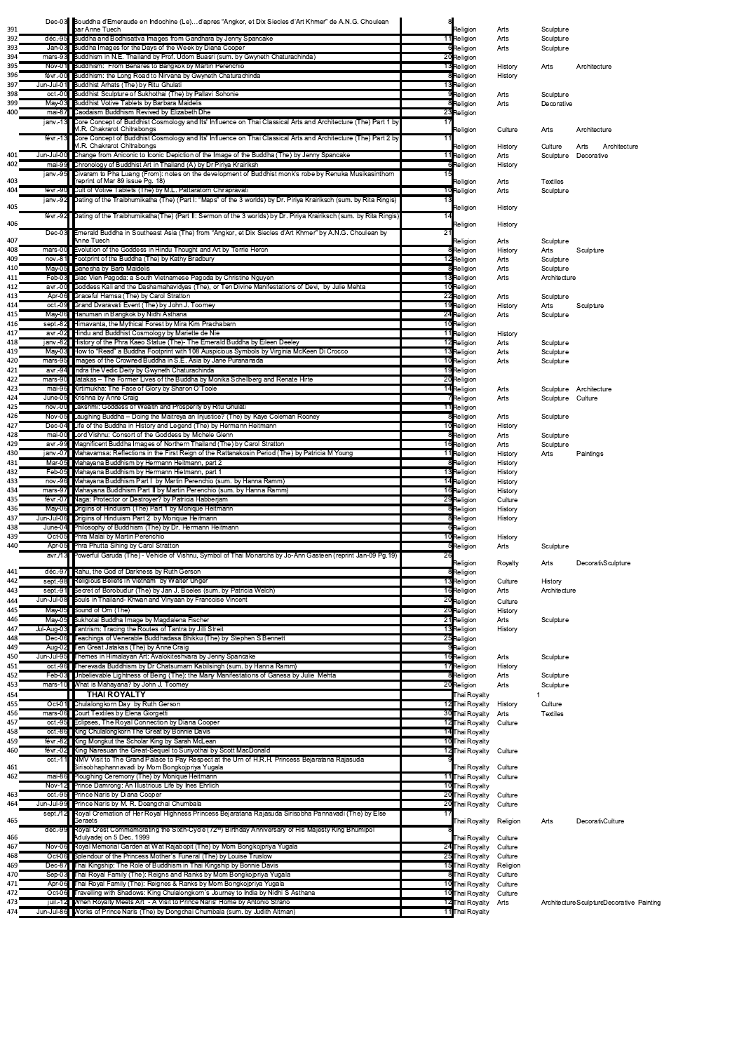| | | | | | | | | |
|---|---|---|---|---|---|---|---|---|
| 391 | Dec-03 | Bouddha d'Emeraude en Indochine (Le)…d'apres "Angkor, et Dix Siecles d'Art Khmer" de A.N.G. Choulean par Anne Tuech | 8 | Religion | Arts | Sculpture | | |
| 392 | déc.-95 | Buddha and Bodhisattva Images from Gandhara by Jenny Spancake | 11 | Religion | Arts | Sculpture | | |
| 393 | Jan-03 | Buddha Images for the Days of the Week by Diana Cooper | 6 | Religion | Arts | Sculpture | | |
| 394 | mars-93 | Buddhism in N.E. Thailand by Prof. Udom Buasri (sum. by Gwyneth Chaturachinda) | 20 | Religion | | | | |
| 395 | Nov-01 | Buddhism: From Benares to Bangkok by Martin Perenchio | 13 | Religion | History | Arts | Architecture | |
| 396 | févr.-00 | Buddhism: the Long Road to Nirvana by Gwyneth Chaturachinda | 8 | Religion | History | | | |
| 397 | Jun-Jul-01 | Buddhist Arhats (The) by Ritu Ghulati | 13 | Religion | | | | |
| 398 | oct.-00 | Buddhist Sculpture of Sukhothai (The) by Pallavi Sohonie | 9 | Religion | Arts | Sculpture | | |
| 399 | May-03 | Buddhist Votive Tablets by Barbara Maidelis | 8 | Religion | Arts | Decorative | | |
| 400 | mai-87 | Caodaism Buddhism Revived by Elizabeth Dhe | 23 | Religion | | | | |
| | janv.-13 | Core Concept of Buddhist Cosmology and Its' Influence on Thai Classical Arts and Architecture (The) Part 1 by M.R. Chakrarot Chitrabongs | 17 | Religion | Culture | Arts | Architecture | |
| | févr.-13 | Core Concept of Buddhist Cosmology and Its' Influence on Thai Classical Arts and Architecture (The) Part 2 by M.R. Chakrarot Chitrabongs | 11 | Religion | History | Culture | Arts | Architecture |
| 401 | Jun-Jul-00 | Change from Aniconic to Iconic Depiction of the Image of the Buddha (The) by Jenny Spancake | 11 | Religion | Arts | Sculpture | Decorative | |
| 402 | mai-99 | Chronology of Buddhist Art in Thailand (A) by Dr Piriya Krairiksh | 6 | Religion | History | | | |
| 403 | janv.-95 | Civaram to Pha Luang (From): notes on the development of Buddhist monk's robe by Renuka Musikasinthorn (reprint of Mar 89 issue Pg. 18) | 15 | Religion | Arts | Textiles | | |
| 404 | févr.-90 | Cult of Votive Tablets (The) by M.L. Pattaratorn Chirapravati | 10 | Religion | Arts | Sculpture | | |
| 405 | janv.-92 | Dating of the Traibhumikatha (The) (Part I: "Maps" of the 3 worlds) by Dr. Piriya Krairiksch (sum. by Rita Ringis) | 13 | Religion | History | | | |
| 406 | févr.-92 | Dating of the Traibhumikatha(The) (Part II: Sermon of the 3 worlds) by Dr. Piriya Krairiksch (sum. by Rita Ringis) | 14 | Religion | History | | | |
| 407 | Dec-03 | Emerald Buddha in Southeast Asia (The) from "Angkor, et Dix Siecles d'Art Khmer" by A.N.G. Choulean by Anne Tuech | 21 | Religion | Arts | Sculpture | | |
| 408 | mars-00 | Evolution of the Goddess in Hindu Thought and Art by Terrie Heron | 8 | Religion | History | Arts | Sculpture | |
| 409 | nov.-81 | Footprint of the Buddha (The) by Kathy Bradbury | 12 | Religion | Arts | Sculpture | | |
| 410 | May-05 | Ganesha by Barb Maidelis | 8 | Religion | Arts | Sculpture | | |
| 411 | Feb-03 | Giac Vien Pagoda: a South Vietnamese Pagoda by Christine Nguyen | 13 | Religion | Arts | Architecture | | |
| 412 | avr.-00 | Goddess Kali and the Dashamahavidyas (The), or Ten Divine Manifestations of Devi, by Julie Mehta | 10 | Religion | | | | |
| 413 | Apr-06 | Graceful Hamsa (The) by Carol Stratton | 22 | Religion | Arts | Sculpture | | |
| 414 | oct.-09 | Grand Dvaravati Event (The) by John J. Toomey | 19 | Religion | History | Arts | Sculpture | |
| 415 | May-06 | Hanuman in Bangkok by Nidhi Asthana | 24 | Religion | Arts | Sculpture | | |
| 416 | sept.-82 | Himavanta, the Mythical Forest by Mira Kim Prachabarn | 10 | Religion | | | | |
| 417 | avr.-02 | Hindu and Buddhist Cosmology by Manette de Nie | 11 | Religion | History | | | |
| 418 | janv.-82 | History of the Phra Kaeo Statue (The)- The Emerald Buddha by Eileen Deeley | 12 | Religion | Arts | Sculpture | | |
| 419 | May-03 | How to "Read" a Buddha Footprint with 108 Auspicious Symbols by Virginia McKeen Di Crocco | 13 | Religion | Arts | Sculpture | | |
| 420 | mars-95 | Images of the Crowned Buddha in S.E. Asia by Jane Purananda | 10 | Religion | Arts | Sculpture | | |
| 421 | avr.-94 | Indra the Vedic Deity by Gwyneth Chaturachinda | 19 | Religion | | | | |
| 422 | mars-90 | Jatakas – The Former Lives of the Buddha by Monika Schellberg and Renate Hirte | 20 | Religion | | | | |
| 423 | mai-96 | Kirtimukha: The Face of Glory by Sharon O'Toole | 14 | Religion | Arts | Sculpture | Architecture | |
| 424 | June-05 | Krishna by Anne Craig | 7 | Religion | Arts | Sculpture | Culture | |
| 425 | nov.-00 | Lakshmi: Goddess of Wealth and Prosperity by Ritu Ghulati | 11 | Religion | | | | |
| 426 | Nov-05 | Laughing Buddha – Doing the Maitreya an Injustice? (The) by Kaye Coleman Rooney | 8 | Religion | Arts | Sculpture | | |
| 427 | Dec-04 | Life of the Buddha in History and Legend (The) by Hermann Heitmann | 10 | Religion | History | | | |
| 428 | mai-00 | Lord Vishnu: Consort of the Goddess by Michele Glenn | 8 | Religion | Arts | Sculpture | | |
| 429 | avr.-99 | Magnificent Buddha Images of Northern Thailand (The) by Carol Stratton | 16 | Religion | Arts | Sculpture | | |
| 430 | janv.-07 | Mahavamsa: Reflections in the First Reign of the Rattanakosin Period (The) by Patricia M Young | 11 | Religion | History | Arts | Paintings | |
| 431 | Mar-05 | Mahayana Buddhism by Hermann Heitmann, part 2 | 8 | Religion | History | | | |
| 432 | Feb-05 | Mahayana Buddhism by Hermann Heitmann, part 1 | 13 | Religion | History | | | |
| 433 | nov.-95 | Mahayana Buddhism Part I by Martin Perenchio (sum. by Hanna Ramm) | 14 | Religion | History | | | |
| 434 | mars-97 | Mahayana Buddhism Part II by Martin Perenchio (sum. by Hanna Ramm) | 16 | Religion | History | | | |
| 435 | févr.-07 | Naga: Protector or Destroyer? by Patricia Habberjam | 29 | Religion | Culture | | | |
| 436 | May-06 | Origins of Hinduism (The) Part 1 by Monique Heitmann | 8 | Religion | History | | | |
| 437 | Jun-Jul-06 | Origins of Hinduism Part 2 by Monique Heitmann | 8 | Religion | History | | | |
| 438 | June-04 | Philosophy of Buddhism (The) by Dr. Hermann Heitmann | 6 | Religion | | | | |
| 439 | Oct-05 | Phra Malai by Martin Perenchio | 10 | Religion | History | | | |
| 440 | Apr-05 | Phra Phutta Sihing by Carol Stratton | 5 | Religion | Arts | Sculpture | | |
| | avr./13 | Powerful Garuda (The) - Vehicle of Vishnu, Symbol of Thai Monarchs by Jo-Ann Gasteen (reprint Jan-09 Pg.19) | 26 | Religion | Royalty | Arts | Decorat\Sculpture | |
| 441 | déc.-97 | Rahu, the God of Darkness by Ruth Gerson | 8 | Religion | | | | |
| 442 | sept.-98 | Religious Beliefs in Vietnam by Walter Unger | 13 | Religion | Culture | History | | |
| 443 | sept.-91 | Secret of Borobudur (The) by Jan J. Boeles (sum. by Patricia Welch) | 16 | Religion | Arts | Architecture | | |
| 444 | Jun-Jul-08 | Souls in Thailand- Khwan and Vinyaan by Francoise Vincent | 20 | Religion | Culture | | | |
| 445 | May-05 | Sound of Om (The) | 20 | Religion | History | | | |
| 446 | May-05 | Sukhotai Buddha Image by Magdalena Fischer | 21 | Religion | Arts | Sculpture | | |
| 447 | Jul-Aug-03 | Tantrism: Tracing the Routes of Tantra by Jill Streit | 13 | Religion | History | | | |
| 448 | Dec-06 | Teachings of Venerable Buddhadasa Bhikku (The) by Stephen S Bennett | 25 | Religion | | | | |
| 449 | Aug-02 | Ten Great Jatakas (The) by Anne Craig | 9 | Religion | | | | |
| 450 | Jun-Jul-95 | Themes in Himalayan Art: Avalokiteshvara by Jenny Spancake | 16 | Religion | Arts | Sculpture | | |
| 451 | oct.-96 | Theravada Buddhism by Dr Chatsumarn Kabilsingh (sum. by Hanna Ramm) | 17 | Religion | History | | | |
| 452 | Feb-03 | Unbelievable Lightness of Being (The): the Many Manifestations of Ganesa by Julie Mehta | 8 | Religion | Arts | Sculpture | | |
| 453 | mars-10 | What is Mahayana? by John J. Toomey | 20 | Religion | Arts | Sculpture | | |
| 454 | | **THAI ROYALTY** | | Thai Royalty | | 1 | | |
| 455 | Oct-01 | Chulalongkorn Day by Ruth Gerson | 12 | Thai Royalty | History | Culture | | |
| 456 | mars-06 | Court Textiles by Elena Giorgetti | 30 | Thai Royalty | Arts | Textiles | | |
| 457 | oct.-95 | Eclipses, The Royal Connection by Diana Cooper | 12 | Thai Royalty | Culture | | | |
| 458 | oct.-86 | King Chulalongkorn The Great by Bonnie Davis | 14 | Thai Royalty | | | | |
| 459 | févr.-82 | King Mongkut the Scholar King by Sarah McLean | 10 | Thai Royalty | | | | |
| 460 | févr.-02 | King Naresuan the Great-Sequel to Suriyothai by Scott MacDonald | 12 | Thai Royalty | Culture | | | |
| 461 | oct.-11 | NMV Visit to The Grand Palace to Pay Respect at the Urn of H.R.H. Princess Bejaratana Rajasuda Sirisobhaphannavadi by Mom Bongkojpriya Yugala | 9 | Thai Royalty | Culture | | | |
| 462 | mai-86 | Ploughing Ceremony (The) by Monique Heitmann | 11 | Thai Royalty | Culture | | | |
| | Nov-12 | Prince Damrong: An Illustrious Life by Ines Ehrlich | 10 | Thai Royalty | | | | |
| 463 | oct.-95 | Prince Naris by Diana Cooper | 20 | Thai Royalty | Culture | | | |
| 464 | Jun-Jul-99 | Prince Naris by M. R. Doangchai Chumbala | 20 | Thai Royalty | Culture | | | |
| 465 | sept./12 | Royal Cremation of Her Royal Highness Princess Bejaratana Rajasuda Sirisobha Pannavadi (The) by Else Geraets | 17 | Thai Royalty | Religion | Arts | Decorat\Culture | |
| 466 | déc.-99 | Royal Crest Commemorating the Sixth-Cycle (72th) Birthday Anniversary of His Majesty King Bhumipol Adulyadej on 5 Dec. 1999 | 8 | Thai Royalty | Culture | | | |
| 467 | Nov-06 | Royal Memorial Garden at Wat Rajabopit (The) by Mom Bongkojpriya Yugala | 24 | Thai Royalty | Culture | | | |
| 468 | Oct-06 | Splendour of the Princess Mother's Funeral (The) by Louise Truslow | 25 | Thai Royalty | Culture | | | |
| 469 | Dec-87 | Thai Kingship: The Role of Buddhism in Thai Kingship by Bonnie Davis | 15 | Thai Royalty | Religion | | | |
| 470 | Sep-03 | Thai Royal Family (The): Reigns and Ranks by Mom Bongkojpriya Yugala | 8 | Thai Royalty | Culture | | | |
| 471 | Apr-06 | Thai Royal Family (The): Reignes & Ranks by Mom Bongkojpriya Yugala | 10 | Thai Royalty | Culture | | | |
| 472 | Oct-06 | Travelling with Shadows: King Chulalongkorn's Journey to India by Nidhi S Asthana | 10 | Thai Royalty | Culture | | | |
| 473 | juil.-12 | When Royalty Meets Art - A Visit to Prince Naris' Home by Antonio Strano | 12 | Thai Royalty | Arts | ArchitectureSculptureDecorative Painting | | |
| 474 | Jun-Jul-86 | Works of Prince Naris (The) by Dongchai Chumbala (sum. by Judith Altman) | 11 | Thai Royalty | | | | |